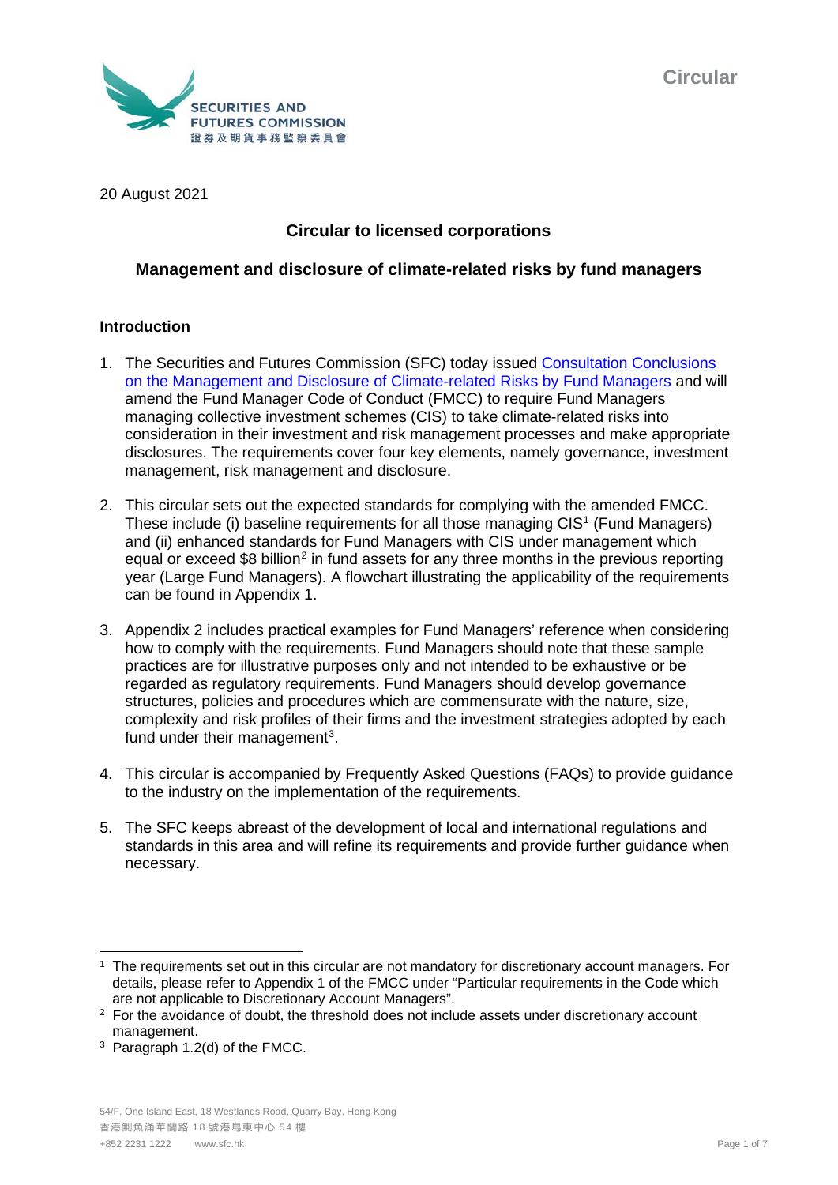Circular

20 August 2021

## Circular to licensed corporations

## Management and disclosure of climate-related risks by fund managers

### Introduction

1. The Securities and Futures Commission (SFC) today issued Consultation Conclusions on the Management and Disclosure of Climate-related Risks by Fund Managers and will amend the Fund Manager Code of Conduct (FMCC) to require Fund Managers managing collective investment schemes (CIS) to take climate-related risks into consideration in their investment and risk management processes and make appropriate disclosures. The requirements cover four key elements, namely governance, investment management, risk management and disclosure.

2. This circular sets out the expected standards for complying with the amended FMCC. These include (i) baseline requirements for all those managing CIS[1] (Fund Managers) and (ii) enhanced standards for Fund Managers with CIS under management which equal or exceed $8 billion[2] in fund assets for any three months in the previous reporting year (Large Fund Managers). A flowchart illustrating the applicability of the requirements can be found in Appendix 1.

3. Appendix 2 includes practical examples for Fund Managers' reference when considering how to comply with the requirements. Fund Managers should note that these sample practices are for illustrative purposes only and not intended to be exhaustive or be regarded as regulatory requirements. Fund Managers should develop governance structures, policies and procedures which are commensurate with the nature, size, complexity and risk profiles of their firms and the investment strategies adopted by each fund under their management[3].

4. This circular is accompanied by Frequently Asked Questions (FAQs) to provide guidance to the industry on the implementation of the requirements.

5. The SFC keeps abreast of the development of local and international regulations and standards in this area and will refine its requirements and provide further guidance when necessary.

---

[1] The requirements set out in this circular are not mandatory for discretionary account managers. For details, please refer to Appendix 1 of the FMCC under "Particular requirements in the Code which are not applicable to Discretionary Account Managers".

[2] For the avoidance of doubt, the threshold does not include assets under discretionary account management.

[3] Paragraph 1.2(d) of the FMCC.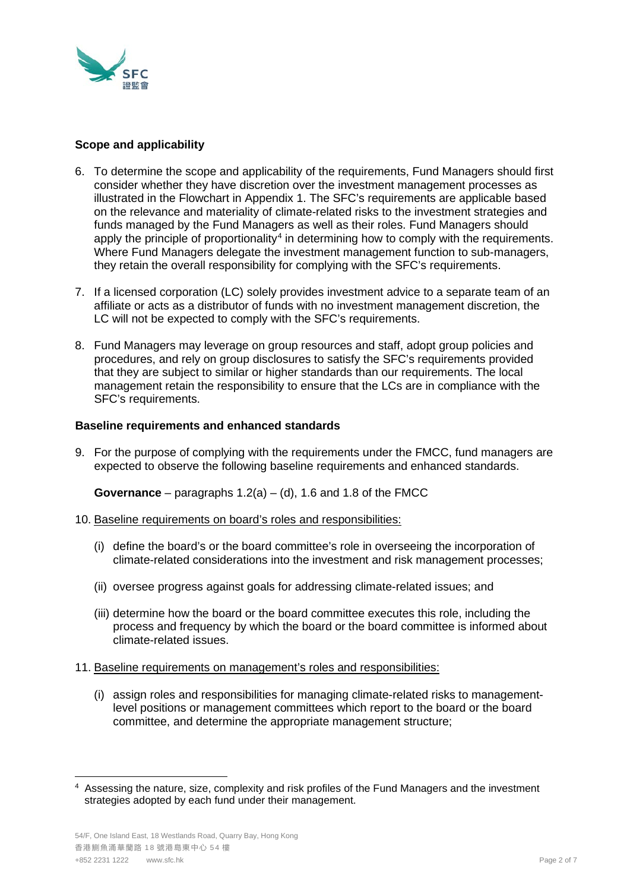**Scope and applicability**

6. To determine the scope and applicability of the requirements, Fund Managers should first consider whether they have discretion over the investment management processes as illustrated in the Flowchart in Appendix 1. The SFC's requirements are applicable based on the relevance and materiality of climate-related risks to the investment strategies and funds managed by the Fund Managers as well as their roles. Fund Managers should apply the principle of proportionality[4] in determining how to comply with the requirements. Where Fund Managers delegate the investment management function to sub-managers, they retain the overall responsibility for complying with the SFC's requirements.

7. If a licensed corporation (LC) solely provides investment advice to a separate team of an affiliate or acts as a distributor of funds with no investment management discretion, the LC will not be expected to comply with the SFC's requirements.

8. Fund Managers may leverage on group resources and staff, adopt group policies and procedures, and rely on group disclosures to satisfy the SFC's requirements provided that they are subject to similar or higher standards than our requirements. The local management retain the responsibility to ensure that the LCs are in compliance with the SFC's requirements.

**Baseline requirements and enhanced standards**

9. For the purpose of complying with the requirements under the FMCC, fund managers are expected to observe the following baseline requirements and enhanced standards.

   **Governance** – paragraphs 1.2(a) – (d), 1.6 and 1.8 of the FMCC

10. Baseline requirements on board's roles and responsibilities:

    (i) define the board's or the board committee's role in overseeing the incorporation of climate-related considerations into the investment and risk management processes;

    (ii) oversee progress against goals for addressing climate-related issues; and

    (iii) determine how the board or the board committee executes this role, including the process and frequency by which the board or the board committee is informed about climate-related issues.

11. Baseline requirements on management's roles and responsibilities:

    (i) assign roles and responsibilities for managing climate-related risks to management-level positions or management committees which report to the board or the board committee, and determine the appropriate management structure;

---

[4] Assessing the nature, size, complexity and risk profiles of the Fund Managers and the investment strategies adopted by each fund under their management.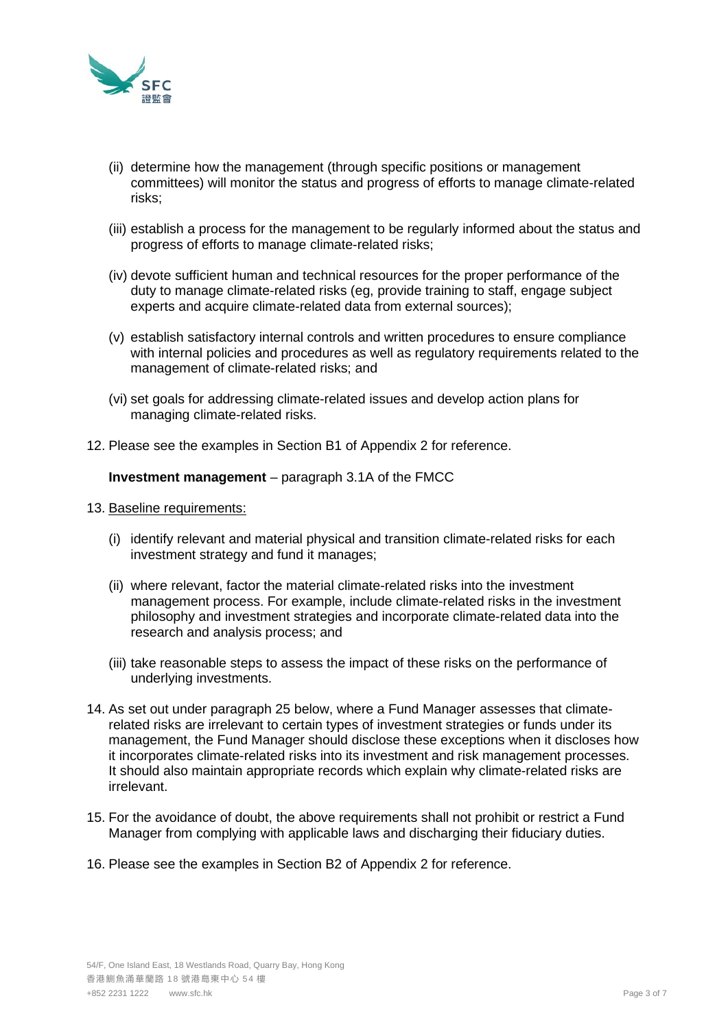(ii) determine how the management (through specific positions or management committees) will monitor the status and progress of efforts to manage climate-related risks;

(iii) establish a process for the management to be regularly informed about the status and progress of efforts to manage climate-related risks;

(iv) devote sufficient human and technical resources for the proper performance of the duty to manage climate-related risks (eg, provide training to staff, engage subject experts and acquire climate-related data from external sources);

(v) establish satisfactory internal controls and written procedures to ensure compliance with internal policies and procedures as well as regulatory requirements related to the management of climate-related risks; and

(vi) set goals for addressing climate-related issues and develop action plans for managing climate-related risks.

12. Please see the examples in Section B1 of Appendix 2 for reference.

**Investment management** – paragraph 3.1A of the FMCC

13. Baseline requirements:

(i) identify relevant and material physical and transition climate-related risks for each investment strategy and fund it manages;

(ii) where relevant, factor the material climate-related risks into the investment management process. For example, include climate-related risks in the investment philosophy and investment strategies and incorporate climate-related data into the research and analysis process; and

(iii) take reasonable steps to assess the impact of these risks on the performance of underlying investments.

14. As set out under paragraph 25 below, where a Fund Manager assesses that climate-related risks are irrelevant to certain types of investment strategies or funds under its management, the Fund Manager should disclose these exceptions when it discloses how it incorporates climate-related risks into its investment and risk management processes. It should also maintain appropriate records which explain why climate-related risks are irrelevant.

15. For the avoidance of doubt, the above requirements shall not prohibit or restrict a Fund Manager from complying with applicable laws and discharging their fiduciary duties.

16. Please see the examples in Section B2 of Appendix 2 for reference.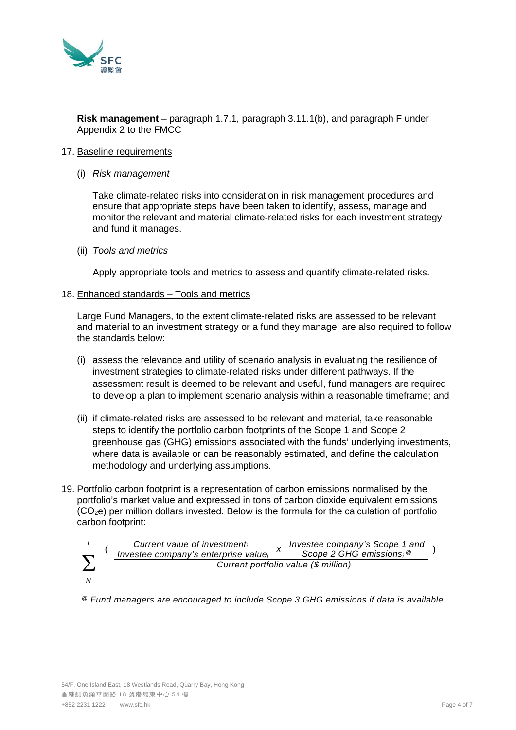**Risk management** – paragraph 1.7.1, paragraph 3.11.1(b), and paragraph F under Appendix 2 to the FMCC

17. Baseline requirements

    (i) *Risk management*

    Take climate-related risks into consideration in risk management procedures and ensure that appropriate steps have been taken to identify, assess, manage and monitor the relevant and material climate-related risks for each investment strategy and fund it manages.

    (ii) *Tools and metrics*

    Apply appropriate tools and metrics to assess and quantify climate-related risks.

18. Enhanced standards – Tools and metrics

    Large Fund Managers, to the extent climate-related risks are assessed to be relevant and material to an investment strategy or a fund they manage, are also required to follow the standards below:

    (i) assess the relevance and utility of scenario analysis in evaluating the resilience of investment strategies to climate-related risks under different pathways. If the assessment result is deemed to be relevant and useful, fund managers are required to develop a plan to implement scenario analysis within a reasonable timeframe; and

    (ii) if climate-related risks are assessed to be relevant and material, take reasonable steps to identify the portfolio carbon footprints of the Scope 1 and Scope 2 greenhouse gas (GHG) emissions associated with the funds' underlying investments, where data is available or can be reasonably estimated, and define the calculation methodology and underlying assumptions.

19. Portfolio carbon footprint is a representation of carbon emissions normalised by the portfolio's market value and expressed in tons of carbon dioxide equivalent emissions ($CO_2e$) per million dollars invested. Below is the formula for the calculation of portfolio carbon footprint:

$$\sum_{N}^{i} \left( \frac{\dfrac{\text{Current value of investment}_i}{\text{Investee company's enterprise value}_i} \times \text{Investee company's Scope 1 and Scope 2 GHG emissions}_i{}^{@}}{\text{Current portfolio value (\$ million)}} \right)$$

*@ Fund managers are encouraged to include Scope 3 GHG emissions if data is available.*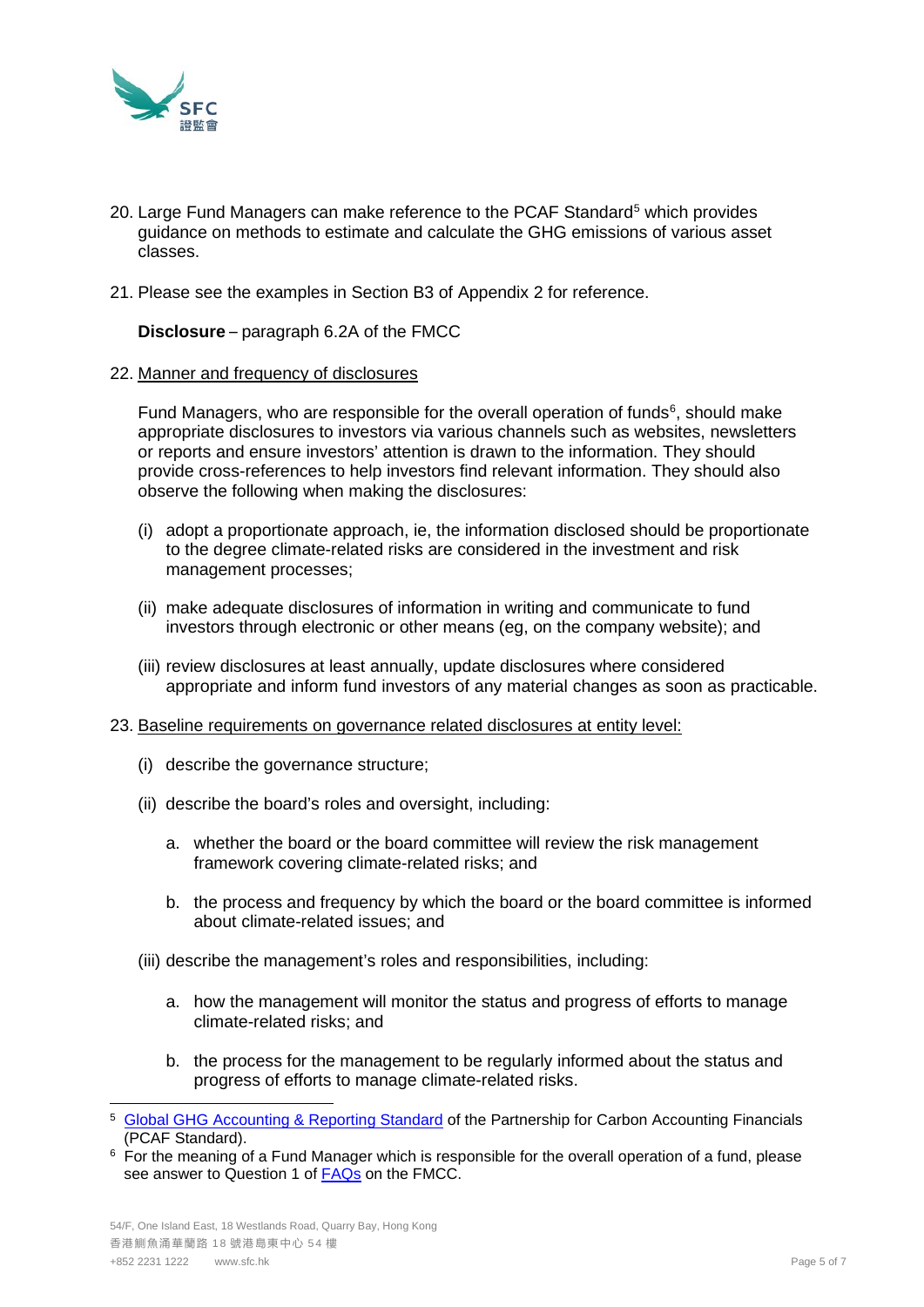20. Large Fund Managers can make reference to the PCAF Standard[5] which provides guidance on methods to estimate and calculate the GHG emissions of various asset classes.

21. Please see the examples in Section B3 of Appendix 2 for reference.

**Disclosure** – paragraph 6.2A of the FMCC

22. Manner and frequency of disclosures

Fund Managers, who are responsible for the overall operation of funds[6], should make appropriate disclosures to investors via various channels such as websites, newsletters or reports and ensure investors' attention is drawn to the information. They should provide cross-references to help investors find relevant information. They should also observe the following when making the disclosures:

(i) adopt a proportionate approach, ie, the information disclosed should be proportionate to the degree climate-related risks are considered in the investment and risk management processes;

(ii) make adequate disclosures of information in writing and communicate to fund investors through electronic or other means (eg, on the company website); and

(iii) review disclosures at least annually, update disclosures where considered appropriate and inform fund investors of any material changes as soon as practicable.

23. Baseline requirements on governance related disclosures at entity level:

(i) describe the governance structure;

(ii) describe the board's roles and oversight, including:

   a. whether the board or the board committee will review the risk management framework covering climate-related risks; and

   b. the process and frequency by which the board or the board committee is informed about climate-related issues; and

(iii) describe the management's roles and responsibilities, including:

   a. how the management will monitor the status and progress of efforts to manage climate-related risks; and

   b. the process for the management to be regularly informed about the status and progress of efforts to manage climate-related risks.

---

[5] Global GHG Accounting & Reporting Standard of the Partnership for Carbon Accounting Financials (PCAF Standard).

[6] For the meaning of a Fund Manager which is responsible for the overall operation of a fund, please see answer to Question 1 of FAQs on the FMCC.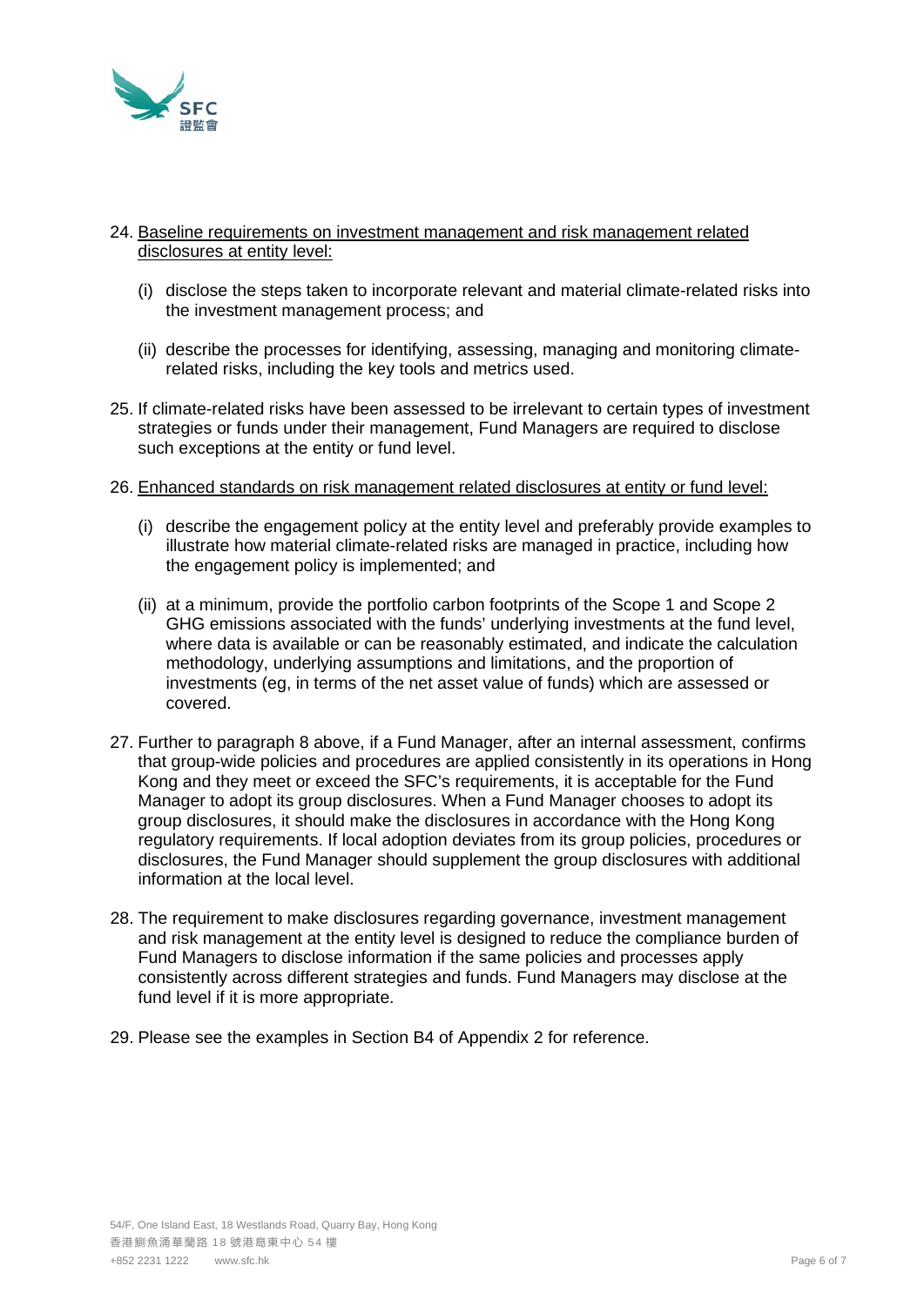24. <u>Baseline requirements on investment management and risk management related disclosures at entity level:</u>

    (i) disclose the steps taken to incorporate relevant and material climate-related risks into the investment management process; and

    (ii) describe the processes for identifying, assessing, managing and monitoring climate-related risks, including the key tools and metrics used.

25. If climate-related risks have been assessed to be irrelevant to certain types of investment strategies or funds under their management, Fund Managers are required to disclose such exceptions at the entity or fund level.

26. <u>Enhanced standards on risk management related disclosures at entity or fund level:</u>

    (i) describe the engagement policy at the entity level and preferably provide examples to illustrate how material climate-related risks are managed in practice, including how the engagement policy is implemented; and

    (ii) at a minimum, provide the portfolio carbon footprints of the Scope 1 and Scope 2 GHG emissions associated with the funds' underlying investments at the fund level, where data is available or can be reasonably estimated, and indicate the calculation methodology, underlying assumptions and limitations, and the proportion of investments (eg, in terms of the net asset value of funds) which are assessed or covered.

27. Further to paragraph 8 above, if a Fund Manager, after an internal assessment, confirms that group-wide policies and procedures are applied consistently in its operations in Hong Kong and they meet or exceed the SFC's requirements, it is acceptable for the Fund Manager to adopt its group disclosures. When a Fund Manager chooses to adopt its group disclosures, it should make the disclosures in accordance with the Hong Kong regulatory requirements. If local adoption deviates from its group policies, procedures or disclosures, the Fund Manager should supplement the group disclosures with additional information at the local level.

28. The requirement to make disclosures regarding governance, investment management and risk management at the entity level is designed to reduce the compliance burden of Fund Managers to disclose information if the same policies and processes apply consistently across different strategies and funds. Fund Managers may disclose at the fund level if it is more appropriate.

29. Please see the examples in Section B4 of Appendix 2 for reference.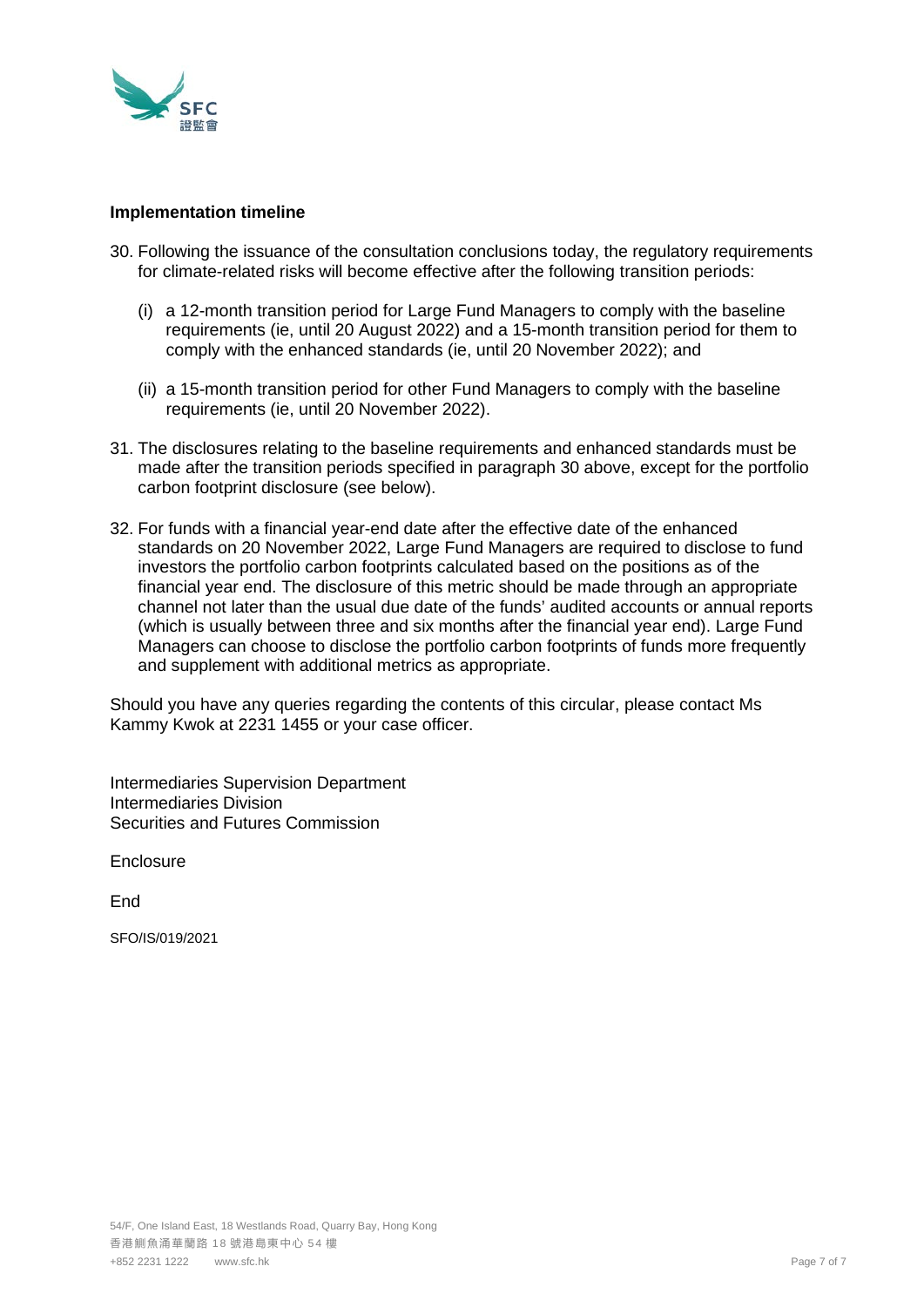**Implementation timeline**

30. Following the issuance of the consultation conclusions today, the regulatory requirements for climate-related risks will become effective after the following transition periods:

    (i) a 12-month transition period for Large Fund Managers to comply with the baseline requirements (ie, until 20 August 2022) and a 15-month transition period for them to comply with the enhanced standards (ie, until 20 November 2022); and

    (ii) a 15-month transition period for other Fund Managers to comply with the baseline requirements (ie, until 20 November 2022).

31. The disclosures relating to the baseline requirements and enhanced standards must be made after the transition periods specified in paragraph 30 above, except for the portfolio carbon footprint disclosure (see below).

32. For funds with a financial year-end date after the effective date of the enhanced standards on 20 November 2022, Large Fund Managers are required to disclose to fund investors the portfolio carbon footprints calculated based on the positions as of the financial year end. The disclosure of this metric should be made through an appropriate channel not later than the usual due date of the funds' audited accounts or annual reports (which is usually between three and six months after the financial year end). Large Fund Managers can choose to disclose the portfolio carbon footprints of funds more frequently and supplement with additional metrics as appropriate.

Should you have any queries regarding the contents of this circular, please contact Ms Kammy Kwok at 2231 1455 or your case officer.

Intermediaries Supervision Department
Intermediaries Division
Securities and Futures Commission

Enclosure

End

SFO/IS/019/2021